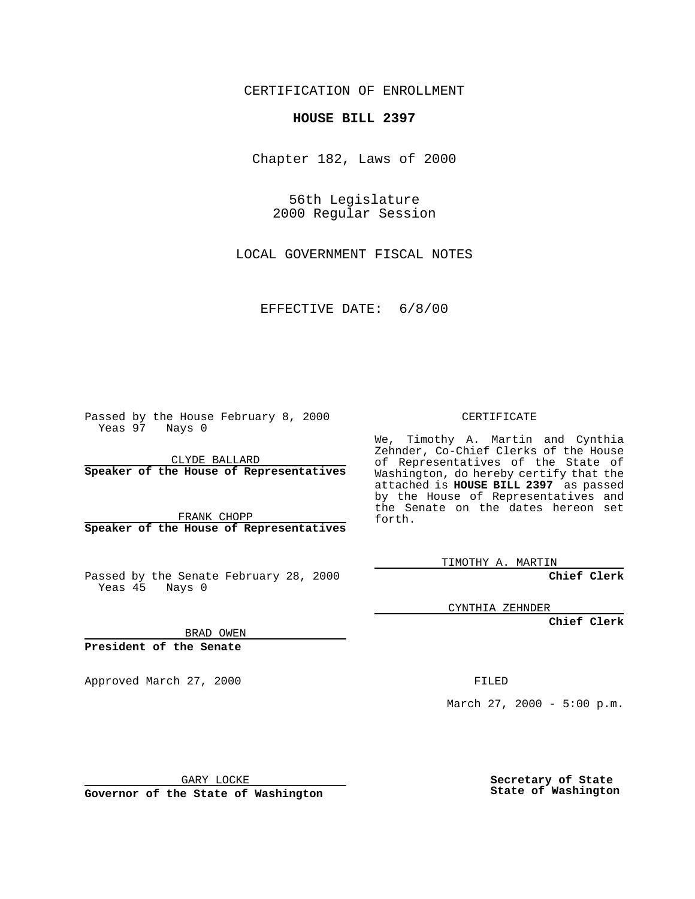CERTIFICATION OF ENROLLMENT

**HOUSE BILL 2397**

Chapter 182, Laws of 2000

56th Legislature
2000 Regular Session

LOCAL GOVERNMENT FISCAL NOTES

EFFECTIVE DATE: 6/8/00

Passed by the House February 8, 2000
Yeas 97 Nays 0

CLYDE BALLARD
**Speaker of the House of Representatives**

FRANK CHOPP
**Speaker of the House of Representatives**

Passed by the Senate February 28, 2000
Yeas 45 Nays 0

BRAD OWEN
**President of the Senate**

Approved March 27, 2000

GARY LOCKE
**Governor of the State of Washington**

CERTIFICATE

We, Timothy A. Martin and Cynthia Zehnder, Co-Chief Clerks of the House of Representatives of the State of Washington, do hereby certify that the attached is **HOUSE BILL 2397** as passed by the House of Representatives and the Senate on the dates hereon set forth.

TIMOTHY A. MARTIN
**Chief Clerk**

CYNTHIA ZEHNDER
**Chief Clerk**

FILED

March 27, 2000 - 5:00 p.m.

**Secretary of State**
**State of Washington**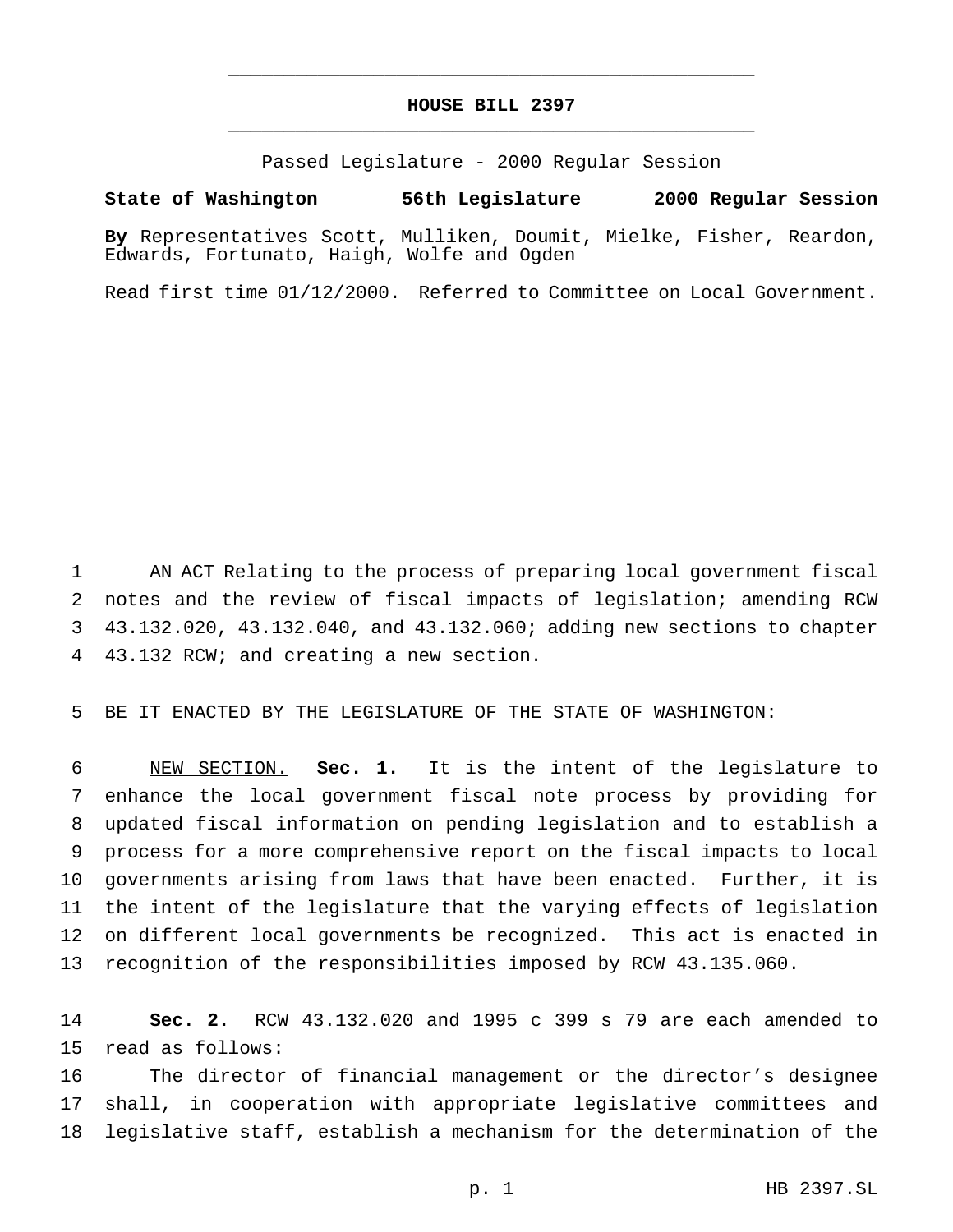# HOUSE BILL 2397

Passed Legislature - 2000 Regular Session

**State of Washington 56th Legislature 2000 Regular Session**

**By** Representatives Scott, Mulliken, Doumit, Mielke, Fisher, Reardon, Edwards, Fortunato, Haigh, Wolfe and Ogden

Read first time 01/12/2000. Referred to Committee on Local Government.

1 AN ACT Relating to the process of preparing local government fiscal
2 notes and the review of fiscal impacts of legislation; amending RCW
3 43.132.020, 43.132.040, and 43.132.060; adding new sections to chapter
4 43.132 RCW; and creating a new section.

5 BE IT ENACTED BY THE LEGISLATURE OF THE STATE OF WASHINGTON:

6 NEW SECTION. **Sec. 1.** It is the intent of the legislature to
7 enhance the local government fiscal note process by providing for
8 updated fiscal information on pending legislation and to establish a
9 process for a more comprehensive report on the fiscal impacts to local
10 governments arising from laws that have been enacted. Further, it is
11 the intent of the legislature that the varying effects of legislation
12 on different local governments be recognized. This act is enacted in
13 recognition of the responsibilities imposed by RCW 43.135.060.

14 **Sec. 2.** RCW 43.132.020 and 1995 c 399 s 79 are each amended to
15 read as follows:
16 The director of financial management or the director's designee
17 shall, in cooperation with appropriate legislative committees and
18 legislative staff, establish a mechanism for the determination of the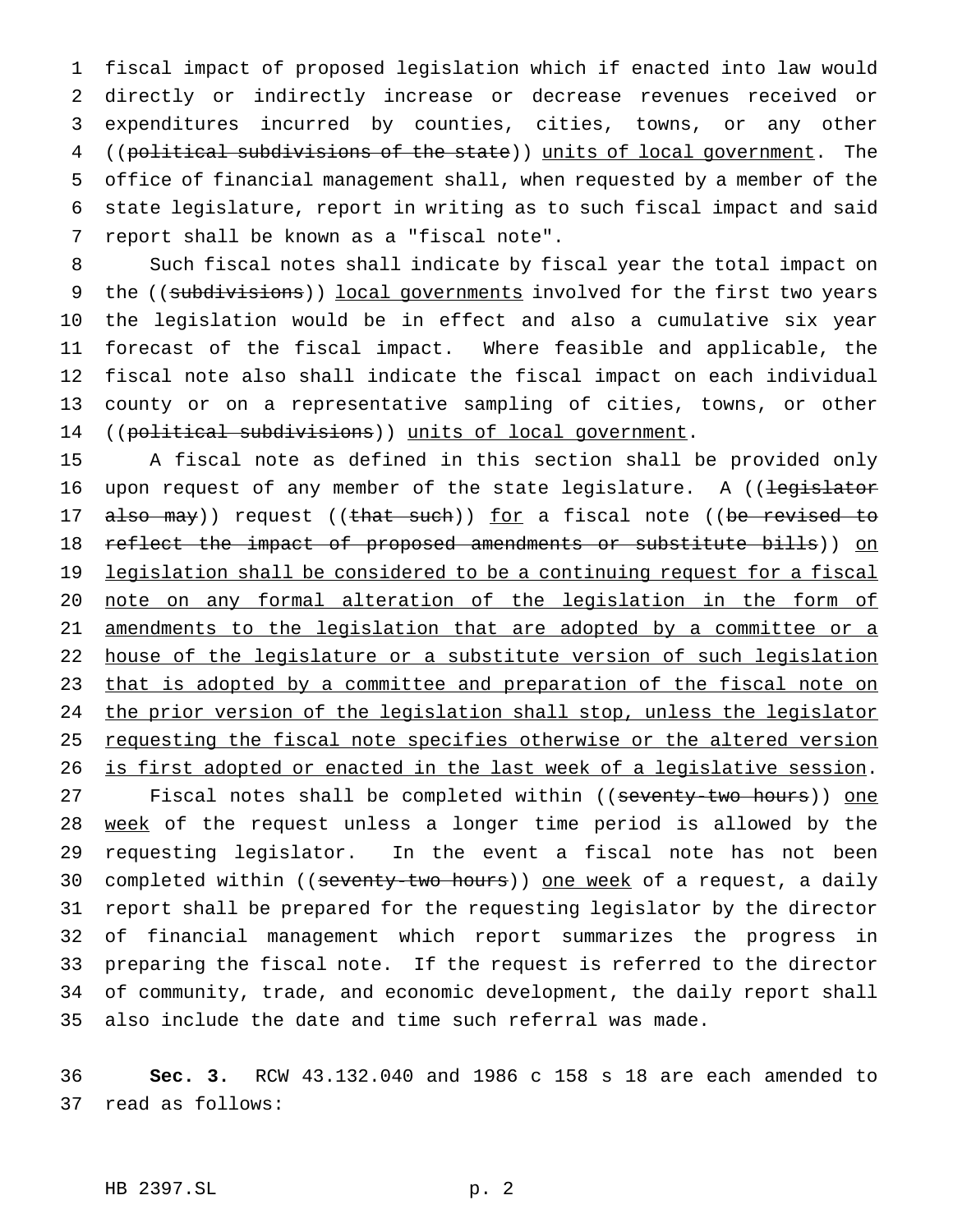fiscal impact of proposed legislation which if enacted into law would directly or indirectly increase or decrease revenues received or expenditures incurred by counties, cities, towns, or any other ((~~political subdivisions of the state~~)) <u>units of local government</u>. The office of financial management shall, when requested by a member of the state legislature, report in writing as to such fiscal impact and said report shall be known as a "fiscal note".

Such fiscal notes shall indicate by fiscal year the total impact on the ((~~subdivisions~~)) <u>local governments</u> involved for the first two years the legislation would be in effect and also a cumulative six year forecast of the fiscal impact. Where feasible and applicable, the fiscal note also shall indicate the fiscal impact on each individual county or on a representative sampling of cities, towns, or other ((~~political subdivisions~~)) <u>units of local government</u>.

A fiscal note as defined in this section shall be provided only upon request of any member of the state legislature. A ((~~legislator also may~~)) request ((~~that such~~)) <u>for</u> a fiscal note ((~~be revised to reflect the impact of proposed amendments or substitute bills~~)) <u>on legislation shall be considered to be a continuing request for a fiscal note on any formal alteration of the legislation in the form of amendments to the legislation that are adopted by a committee or a house of the legislature or a substitute version of such legislation that is adopted by a committee and preparation of the fiscal note on the prior version of the legislation shall stop, unless the legislator requesting the fiscal note specifies otherwise or the altered version is first adopted or enacted in the last week of a legislative session</u>.

Fiscal notes shall be completed within ((~~seventy-two hours~~)) <u>one week</u> of the request unless a longer time period is allowed by the requesting legislator. In the event a fiscal note has not been completed within ((~~seventy-two hours~~)) <u>one week</u> of a request, a daily report shall be prepared for the requesting legislator by the director of financial management which report summarizes the progress in preparing the fiscal note. If the request is referred to the director of community, trade, and economic development, the daily report shall also include the date and time such referral was made.

**Sec. 3.** RCW 43.132.040 and 1986 c 158 s 18 are each amended to read as follows: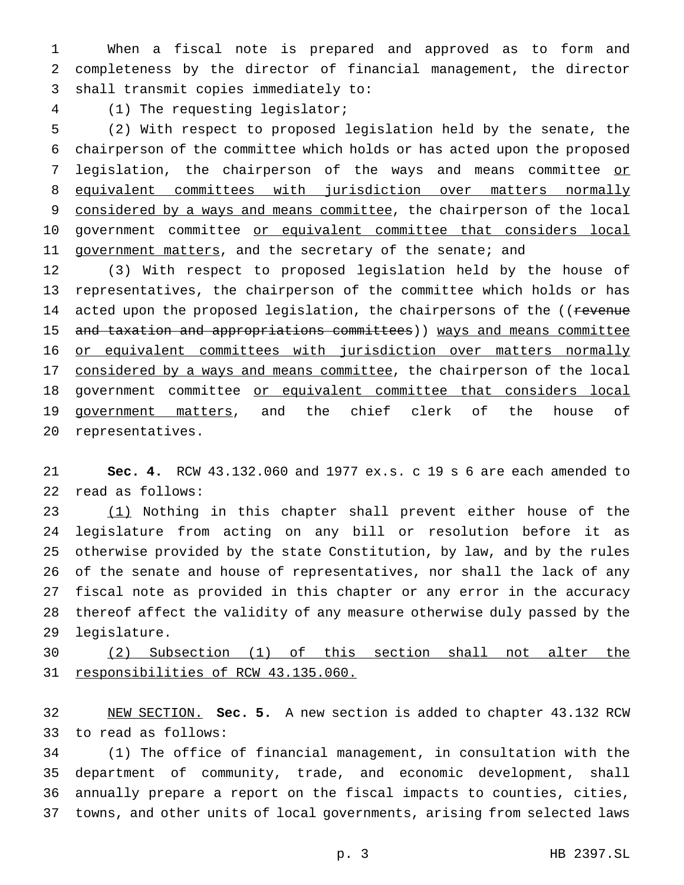When a fiscal note is prepared and approved as to form and completeness by the director of financial management, the director shall transmit copies immediately to:

(1) The requesting legislator;

(2) With respect to proposed legislation held by the senate, the chairperson of the committee which holds or has acted upon the proposed legislation, the chairperson of the ways and means committee <u>or equivalent committees with jurisdiction over matters normally considered by a ways and means committee</u>, the chairperson of the local government committee <u>or equivalent committee that considers local government matters</u>, and the secretary of the senate; and

(3) With respect to proposed legislation held by the house of representatives, the chairperson of the committee which holds or has acted upon the proposed legislation, the chairpersons of the ((~~revenue and taxation and appropriations committees~~)) <u>ways and means committee or equivalent committees with jurisdiction over matters normally considered by a ways and means committee</u>, the chairperson of the local government committee <u>or equivalent committee that considers local government matters</u>, and the chief clerk of the house of representatives.

**Sec. 4.** RCW 43.132.060 and 1977 ex.s. c 19 s 6 are each amended to read as follows:

<u>(1)</u> Nothing in this chapter shall prevent either house of the legislature from acting on any bill or resolution before it as otherwise provided by the state Constitution, by law, and by the rules of the senate and house of representatives, nor shall the lack of any fiscal note as provided in this chapter or any error in the accuracy thereof affect the validity of any measure otherwise duly passed by the legislature.

<u>(2) Subsection (1) of this section shall not alter the responsibilities of RCW 43.135.060.</u>

<u>NEW SECTION.</u> **Sec. 5.** A new section is added to chapter 43.132 RCW to read as follows:

(1) The office of financial management, in consultation with the department of community, trade, and economic development, shall annually prepare a report on the fiscal impacts to counties, cities, towns, and other units of local governments, arising from selected laws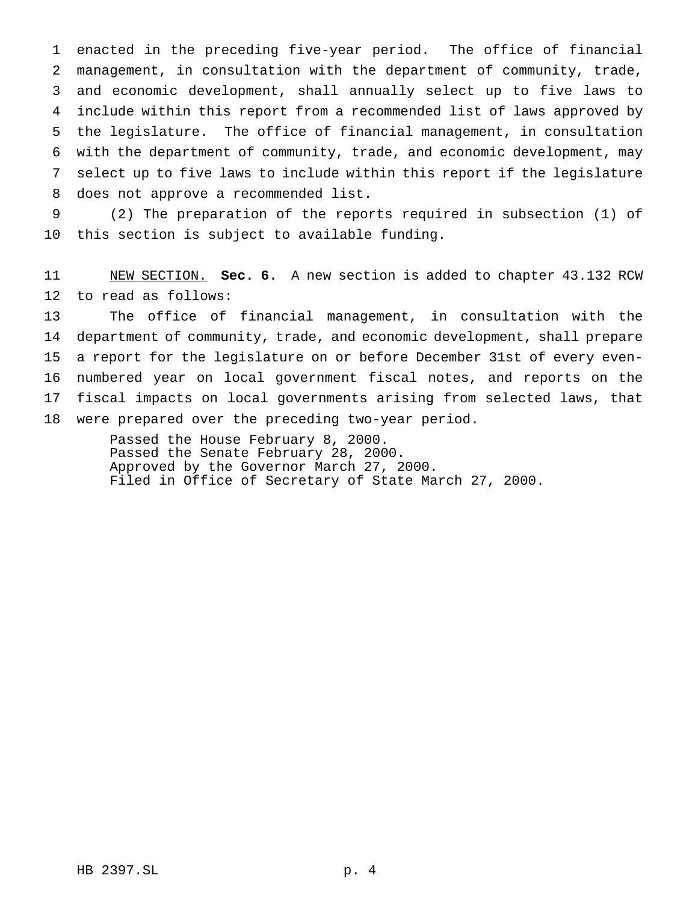enacted in the preceding five-year period. The office of financial management, in consultation with the department of community, trade, and economic development, shall annually select up to five laws to include within this report from a recommended list of laws approved by the legislature. The office of financial management, in consultation with the department of community, trade, and economic development, may select up to five laws to include within this report if the legislature does not approve a recommended list.

(2) The preparation of the reports required in subsection (1) of this section is subject to available funding.

NEW SECTION. **Sec. 6.** A new section is added to chapter 43.132 RCW to read as follows:

The office of financial management, in consultation with the department of community, trade, and economic development, shall prepare a report for the legislature on or before December 31st of every even-numbered year on local government fiscal notes, and reports on the fiscal impacts on local governments arising from selected laws, that were prepared over the preceding two-year period.

Passed the House February 8, 2000.
Passed the Senate February 28, 2000.
Approved by the Governor March 27, 2000.
Filed in Office of Secretary of State March 27, 2000.